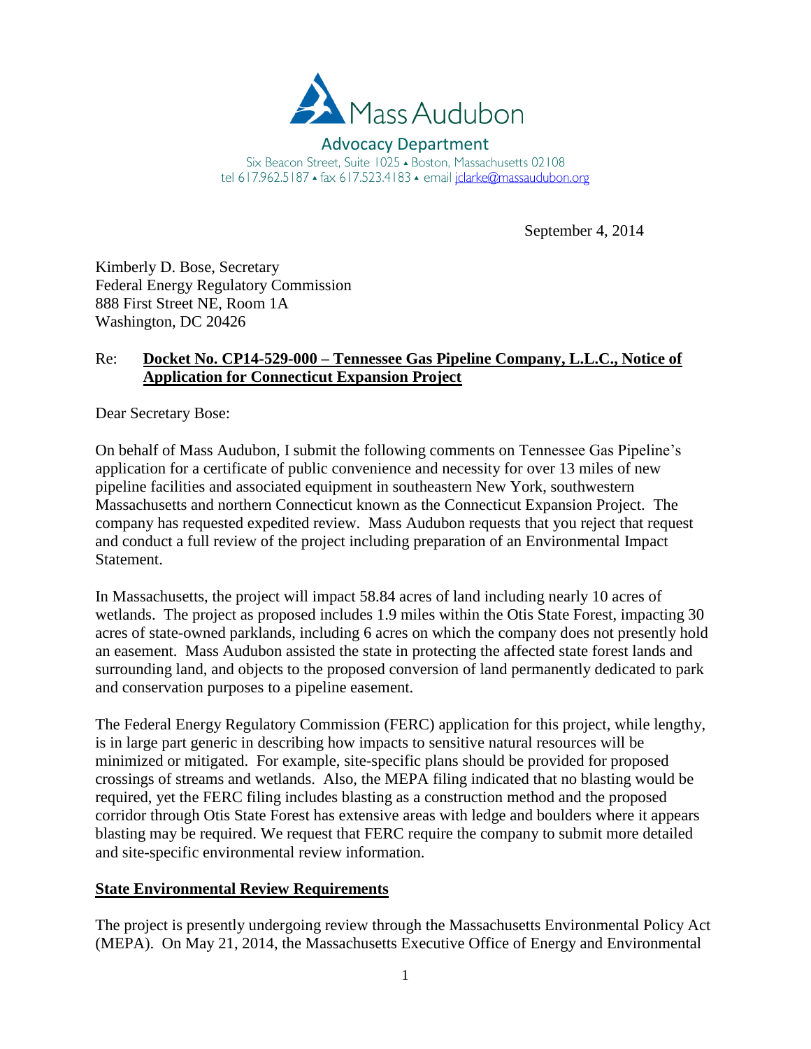Mass Audubon

Advocacy Department

Six Beacon Street, Suite 1025 ▲ Boston, Massachusetts 02108

tel 617.962.5187 ▲ fax 617.523.4183 ▲ email jclarke@massaudubon.org

September 4, 2014

Kimberly D. Bose, Secretary
Federal Energy Regulatory Commission
888 First Street NE, Room 1A
Washington, DC 20426

Re: **Docket No. CP14-529-000 – Tennessee Gas Pipeline Company, L.L.C., Notice of Application for Connecticut Expansion Project**

Dear Secretary Bose:

On behalf of Mass Audubon, I submit the following comments on Tennessee Gas Pipeline's application for a certificate of public convenience and necessity for over 13 miles of new pipeline facilities and associated equipment in southeastern New York, southwestern Massachusetts and northern Connecticut known as the Connecticut Expansion Project. The company has requested expedited review. Mass Audubon requests that you reject that request and conduct a full review of the project including preparation of an Environmental Impact Statement.

In Massachusetts, the project will impact 58.84 acres of land including nearly 10 acres of wetlands. The project as proposed includes 1.9 miles within the Otis State Forest, impacting 30 acres of state-owned parklands, including 6 acres on which the company does not presently hold an easement. Mass Audubon assisted the state in protecting the affected state forest lands and surrounding land, and objects to the proposed conversion of land permanently dedicated to park and conservation purposes to a pipeline easement.

The Federal Energy Regulatory Commission (FERC) application for this project, while lengthy, is in large part generic in describing how impacts to sensitive natural resources will be minimized or mitigated. For example, site-specific plans should be provided for proposed crossings of streams and wetlands. Also, the MEPA filing indicated that no blasting would be required, yet the FERC filing includes blasting as a construction method and the proposed corridor through Otis State Forest has extensive areas with ledge and boulders where it appears blasting may be required. We request that FERC require the company to submit more detailed and site-specific environmental review information.

## State Environmental Review Requirements

The project is presently undergoing review through the Massachusetts Environmental Policy Act (MEPA). On May 21, 2014, the Massachusetts Executive Office of Energy and Environmental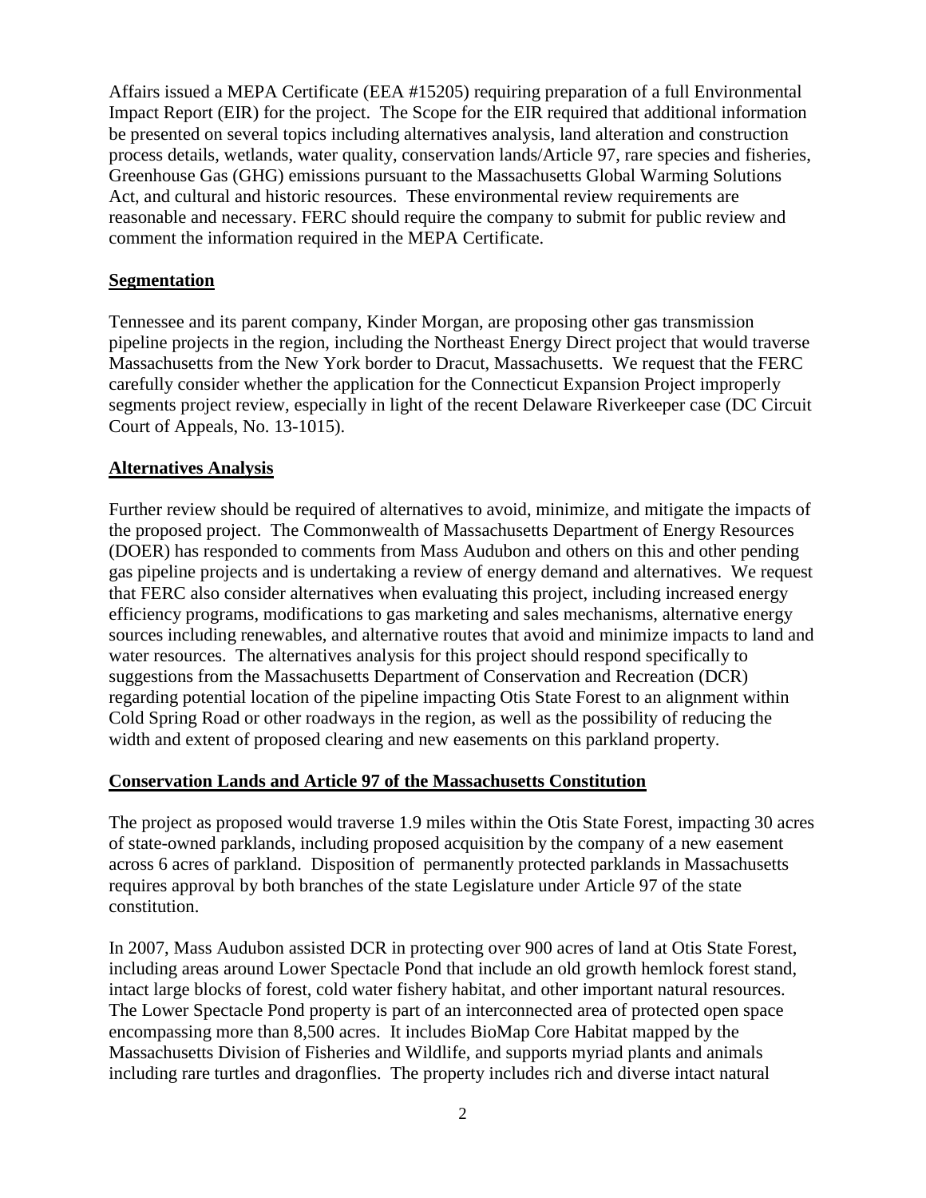Affairs issued a MEPA Certificate (EEA #15205) requiring preparation of a full Environmental Impact Report (EIR) for the project. The Scope for the EIR required that additional information be presented on several topics including alternatives analysis, land alteration and construction process details, wetlands, water quality, conservation lands/Article 97, rare species and fisheries, Greenhouse Gas (GHG) emissions pursuant to the Massachusetts Global Warming Solutions Act, and cultural and historic resources. These environmental review requirements are reasonable and necessary. FERC should require the company to submit for public review and comment the information required in the MEPA Certificate.

## Segmentation

Tennessee and its parent company, Kinder Morgan, are proposing other gas transmission pipeline projects in the region, including the Northeast Energy Direct project that would traverse Massachusetts from the New York border to Dracut, Massachusetts. We request that the FERC carefully consider whether the application for the Connecticut Expansion Project improperly segments project review, especially in light of the recent Delaware Riverkeeper case (DC Circuit Court of Appeals, No. 13-1015).

## Alternatives Analysis

Further review should be required of alternatives to avoid, minimize, and mitigate the impacts of the proposed project. The Commonwealth of Massachusetts Department of Energy Resources (DOER) has responded to comments from Mass Audubon and others on this and other pending gas pipeline projects and is undertaking a review of energy demand and alternatives. We request that FERC also consider alternatives when evaluating this project, including increased energy efficiency programs, modifications to gas marketing and sales mechanisms, alternative energy sources including renewables, and alternative routes that avoid and minimize impacts to land and water resources. The alternatives analysis for this project should respond specifically to suggestions from the Massachusetts Department of Conservation and Recreation (DCR) regarding potential location of the pipeline impacting Otis State Forest to an alignment within Cold Spring Road or other roadways in the region, as well as the possibility of reducing the width and extent of proposed clearing and new easements on this parkland property.

## Conservation Lands and Article 97 of the Massachusetts Constitution

The project as proposed would traverse 1.9 miles within the Otis State Forest, impacting 30 acres of state-owned parklands, including proposed acquisition by the company of a new easement across 6 acres of parkland. Disposition of permanently protected parklands in Massachusetts requires approval by both branches of the state Legislature under Article 97 of the state constitution.

In 2007, Mass Audubon assisted DCR in protecting over 900 acres of land at Otis State Forest, including areas around Lower Spectacle Pond that include an old growth hemlock forest stand, intact large blocks of forest, cold water fishery habitat, and other important natural resources. The Lower Spectacle Pond property is part of an interconnected area of protected open space encompassing more than 8,500 acres. It includes BioMap Core Habitat mapped by the Massachusetts Division of Fisheries and Wildlife, and supports myriad plants and animals including rare turtles and dragonflies. The property includes rich and diverse intact natural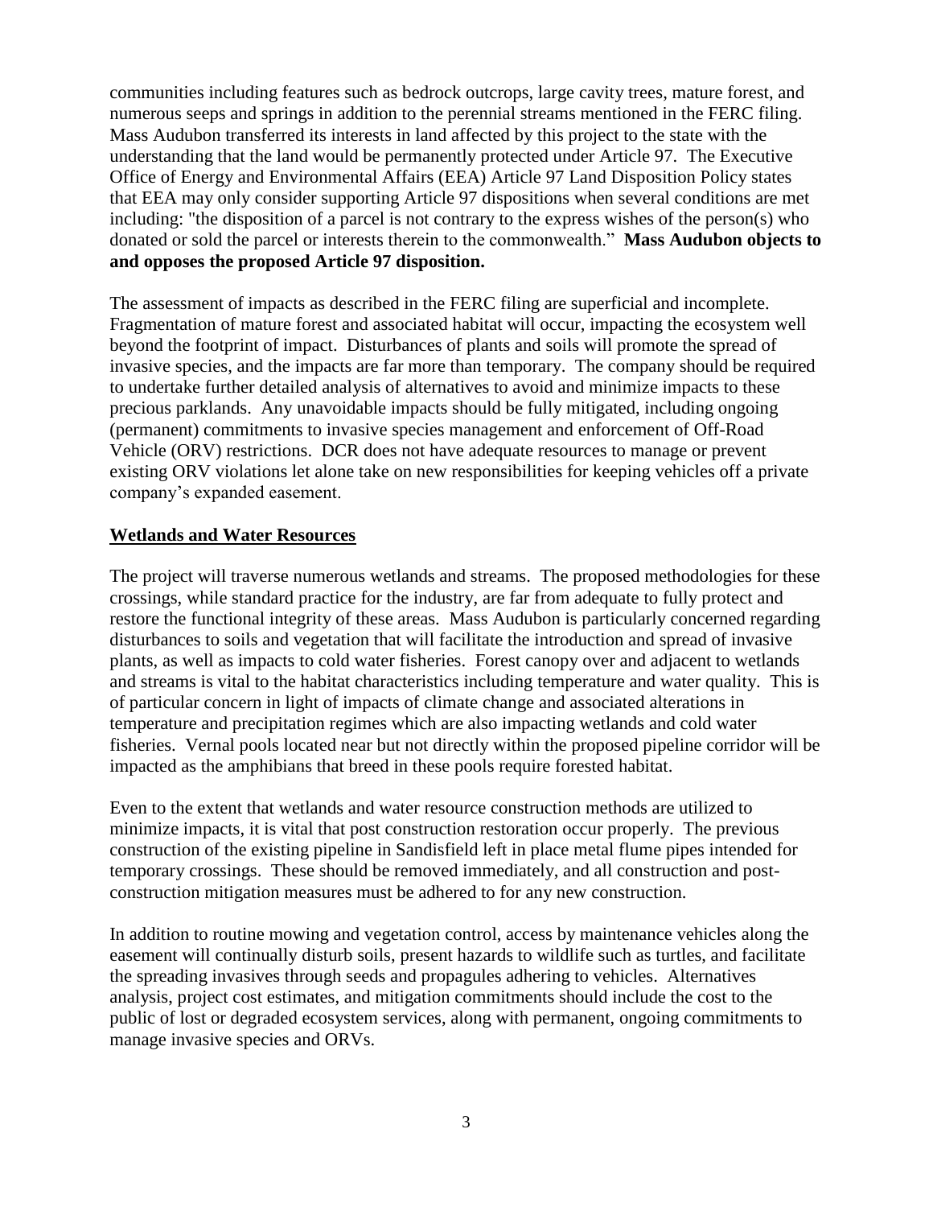communities including features such as bedrock outcrops, large cavity trees, mature forest, and numerous seeps and springs in addition to the perennial streams mentioned in the FERC filing. Mass Audubon transferred its interests in land affected by this project to the state with the understanding that the land would be permanently protected under Article 97. The Executive Office of Energy and Environmental Affairs (EEA) Article 97 Land Disposition Policy states that EEA may only consider supporting Article 97 dispositions when several conditions are met including: "the disposition of a parcel is not contrary to the express wishes of the person(s) who donated or sold the parcel or interests therein to the commonwealth." **Mass Audubon objects to and opposes the proposed Article 97 disposition.**

The assessment of impacts as described in the FERC filing are superficial and incomplete. Fragmentation of mature forest and associated habitat will occur, impacting the ecosystem well beyond the footprint of impact. Disturbances of plants and soils will promote the spread of invasive species, and the impacts are far more than temporary. The company should be required to undertake further detailed analysis of alternatives to avoid and minimize impacts to these precious parklands. Any unavoidable impacts should be fully mitigated, including ongoing (permanent) commitments to invasive species management and enforcement of Off-Road Vehicle (ORV) restrictions. DCR does not have adequate resources to manage or prevent existing ORV violations let alone take on new responsibilities for keeping vehicles off a private company's expanded easement.

## Wetlands and Water Resources

The project will traverse numerous wetlands and streams. The proposed methodologies for these crossings, while standard practice for the industry, are far from adequate to fully protect and restore the functional integrity of these areas. Mass Audubon is particularly concerned regarding disturbances to soils and vegetation that will facilitate the introduction and spread of invasive plants, as well as impacts to cold water fisheries. Forest canopy over and adjacent to wetlands and streams is vital to the habitat characteristics including temperature and water quality. This is of particular concern in light of impacts of climate change and associated alterations in temperature and precipitation regimes which are also impacting wetlands and cold water fisheries. Vernal pools located near but not directly within the proposed pipeline corridor will be impacted as the amphibians that breed in these pools require forested habitat.

Even to the extent that wetlands and water resource construction methods are utilized to minimize impacts, it is vital that post construction restoration occur properly. The previous construction of the existing pipeline in Sandisfield left in place metal flume pipes intended for temporary crossings. These should be removed immediately, and all construction and post-construction mitigation measures must be adhered to for any new construction.

In addition to routine mowing and vegetation control, access by maintenance vehicles along the easement will continually disturb soils, present hazards to wildlife such as turtles, and facilitate the spreading invasives through seeds and propagules adhering to vehicles. Alternatives analysis, project cost estimates, and mitigation commitments should include the cost to the public of lost or degraded ecosystem services, along with permanent, ongoing commitments to manage invasive species and ORVs.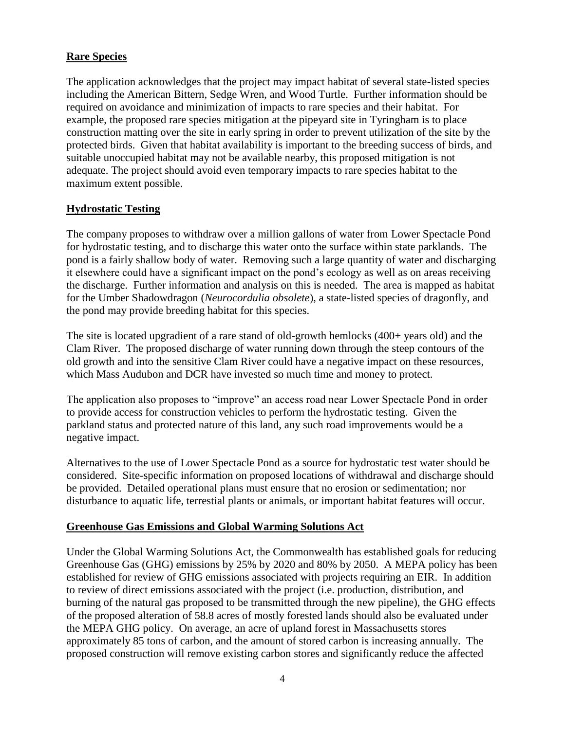## Rare Species

The application acknowledges that the project may impact habitat of several state-listed species including the American Bittern, Sedge Wren, and Wood Turtle. Further information should be required on avoidance and minimization of impacts to rare species and their habitat. For example, the proposed rare species mitigation at the pipeyard site in Tyringham is to place construction matting over the site in early spring in order to prevent utilization of the site by the protected birds. Given that habitat availability is important to the breeding success of birds, and suitable unoccupied habitat may not be available nearby, this proposed mitigation is not adequate. The project should avoid even temporary impacts to rare species habitat to the maximum extent possible.

## Hydrostatic Testing

The company proposes to withdraw over a million gallons of water from Lower Spectacle Pond for hydrostatic testing, and to discharge this water onto the surface within state parklands. The pond is a fairly shallow body of water. Removing such a large quantity of water and discharging it elsewhere could have a significant impact on the pond's ecology as well as on areas receiving the discharge. Further information and analysis on this is needed. The area is mapped as habitat for the Umber Shadowdragon (*Neurocordulia obsolete*), a state-listed species of dragonfly, and the pond may provide breeding habitat for this species.

The site is located upgradient of a rare stand of old-growth hemlocks (400+ years old) and the Clam River. The proposed discharge of water running down through the steep contours of the old growth and into the sensitive Clam River could have a negative impact on these resources, which Mass Audubon and DCR have invested so much time and money to protect.

The application also proposes to "improve" an access road near Lower Spectacle Pond in order to provide access for construction vehicles to perform the hydrostatic testing. Given the parkland status and protected nature of this land, any such road improvements would be a negative impact.

Alternatives to the use of Lower Spectacle Pond as a source for hydrostatic test water should be considered. Site-specific information on proposed locations of withdrawal and discharge should be provided. Detailed operational plans must ensure that no erosion or sedimentation; nor disturbance to aquatic life, terrestial plants or animals, or important habitat features will occur.

## Greenhouse Gas Emissions and Global Warming Solutions Act

Under the Global Warming Solutions Act, the Commonwealth has established goals for reducing Greenhouse Gas (GHG) emissions by 25% by 2020 and 80% by 2050. A MEPA policy has been established for review of GHG emissions associated with projects requiring an EIR. In addition to review of direct emissions associated with the project (i.e. production, distribution, and burning of the natural gas proposed to be transmitted through the new pipeline), the GHG effects of the proposed alteration of 58.8 acres of mostly forested lands should also be evaluated under the MEPA GHG policy. On average, an acre of upland forest in Massachusetts stores approximately 85 tons of carbon, and the amount of stored carbon is increasing annually. The proposed construction will remove existing carbon stores and significantly reduce the affected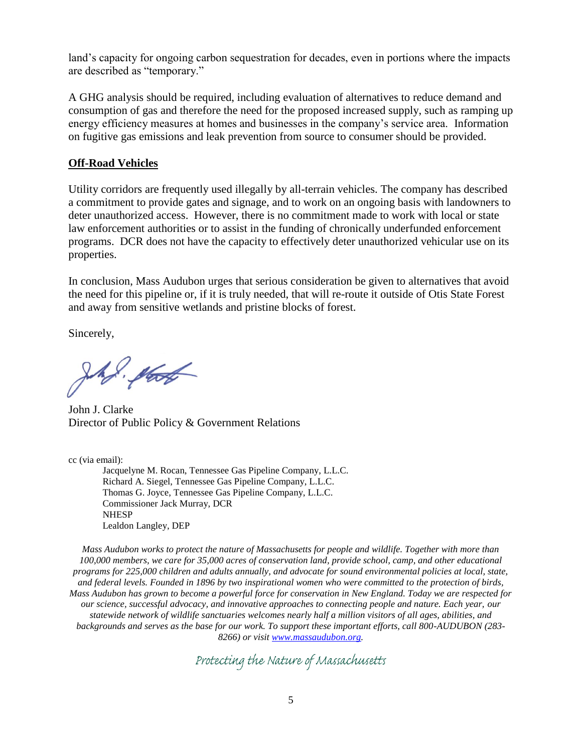land's capacity for ongoing carbon sequestration for decades, even in portions where the impacts are described as "temporary."

A GHG analysis should be required, including evaluation of alternatives to reduce demand and consumption of gas and therefore the need for the proposed increased supply, such as ramping up energy efficiency measures at homes and businesses in the company's service area. Information on fugitive gas emissions and leak prevention from source to consumer should be provided.

**Off-Road Vehicles**

Utility corridors are frequently used illegally by all-terrain vehicles. The company has described a commitment to provide gates and signage, and to work on an ongoing basis with landowners to deter unauthorized access. However, there is no commitment made to work with local or state law enforcement authorities or to assist in the funding of chronically underfunded enforcement programs. DCR does not have the capacity to effectively deter unauthorized vehicular use on its properties.

In conclusion, Mass Audubon urges that serious consideration be given to alternatives that avoid the need for this pipeline or, if it is truly needed, that will re-route it outside of Otis State Forest and away from sensitive wetlands and pristine blocks of forest.

Sincerely,

John J. Clarke
Director of Public Policy & Government Relations

cc (via email):

Jacquelyne M. Rocan, Tennessee Gas Pipeline Company, L.L.C.
Richard A. Siegel, Tennessee Gas Pipeline Company, L.L.C.
Thomas G. Joyce, Tennessee Gas Pipeline Company, L.L.C.
Commissioner Jack Murray, DCR
NHESP
Lealdon Langley, DEP

*Mass Audubon works to protect the nature of Massachusetts for people and wildlife. Together with more than 100,000 members, we care for 35,000 acres of conservation land, provide school, camp, and other educational programs for 225,000 children and adults annually, and advocate for sound environmental policies at local, state, and federal levels. Founded in 1896 by two inspirational women who were committed to the protection of birds, Mass Audubon has grown to become a powerful force for conservation in New England. Today we are respected for our science, successful advocacy, and innovative approaches to connecting people and nature. Each year, our statewide network of wildlife sanctuaries welcomes nearly half a million visitors of all ages, abilities, and backgrounds and serves as the base for our work. To support these important efforts, call 800-AUDUBON (283-8266) or visit www.massaudubon.org.*

*Protecting the Nature of Massachusetts*